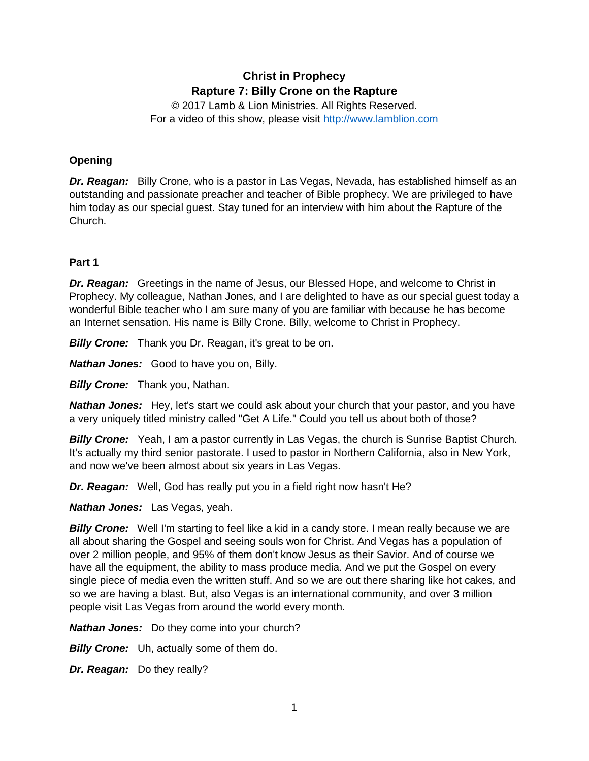# Christ in Prophecy

## Rapture 7: Billy Crone on the Rapture

© 2017 Lamb & Lion Ministries. All Rights Reserved.
For a video of this show, please visit http://www.lamblion.com

### Opening

***Dr. Reagan:*** Billy Crone, who is a pastor in Las Vegas, Nevada, has established himself as an outstanding and passionate preacher and teacher of Bible prophecy. We are privileged to have him today as our special guest. Stay tuned for an interview with him about the Rapture of the Church.

### Part 1

***Dr. Reagan:*** Greetings in the name of Jesus, our Blessed Hope, and welcome to Christ in Prophecy. My colleague, Nathan Jones, and I are delighted to have as our special guest today a wonderful Bible teacher who I am sure many of you are familiar with because he has become an Internet sensation. His name is Billy Crone. Billy, welcome to Christ in Prophecy.

***Billy Crone:*** Thank you Dr. Reagan, it's great to be on.

***Nathan Jones:*** Good to have you on, Billy.

***Billy Crone:*** Thank you, Nathan.

***Nathan Jones:*** Hey, let's start we could ask about your church that your pastor, and you have a very uniquely titled ministry called "Get A Life." Could you tell us about both of those?

***Billy Crone:*** Yeah, I am a pastor currently in Las Vegas, the church is Sunrise Baptist Church. It's actually my third senior pastorate. I used to pastor in Northern California, also in New York, and now we've been almost about six years in Las Vegas.

***Dr. Reagan:*** Well, God has really put you in a field right now hasn't He?

***Nathan Jones:*** Las Vegas, yeah.

***Billy Crone:*** Well I'm starting to feel like a kid in a candy store. I mean really because we are all about sharing the Gospel and seeing souls won for Christ. And Vegas has a population of over 2 million people, and 95% of them don't know Jesus as their Savior. And of course we have all the equipment, the ability to mass produce media. And we put the Gospel on every single piece of media even the written stuff. And so we are out there sharing like hot cakes, and so we are having a blast. But, also Vegas is an international community, and over 3 million people visit Las Vegas from around the world every month.

***Nathan Jones:*** Do they come into your church?

***Billy Crone:*** Uh, actually some of them do.

***Dr. Reagan:*** Do they really?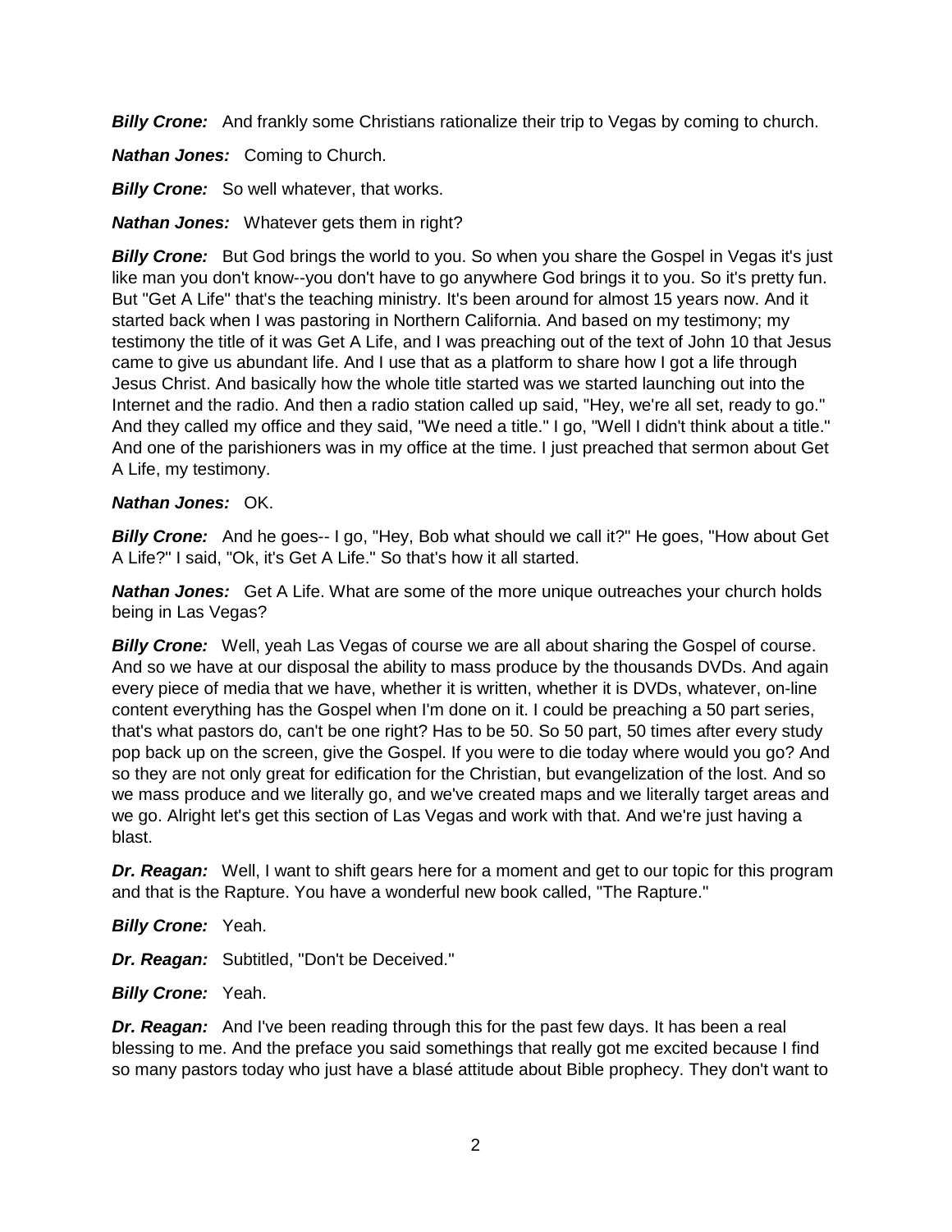***Billy Crone:*** And frankly some Christians rationalize their trip to Vegas by coming to church.

***Nathan Jones:*** Coming to Church.

***Billy Crone:*** So well whatever, that works.

***Nathan Jones:*** Whatever gets them in right?

***Billy Crone:*** But God brings the world to you. So when you share the Gospel in Vegas it's just like man you don't know--you don't have to go anywhere God brings it to you. So it's pretty fun. But "Get A Life" that's the teaching ministry. It's been around for almost 15 years now. And it started back when I was pastoring in Northern California. And based on my testimony; my testimony the title of it was Get A Life, and I was preaching out of the text of John 10 that Jesus came to give us abundant life. And I use that as a platform to share how I got a life through Jesus Christ. And basically how the whole title started was we started launching out into the Internet and the radio. And then a radio station called up said, "Hey, we're all set, ready to go." And they called my office and they said, "We need a title." I go, "Well I didn't think about a title." And one of the parishioners was in my office at the time. I just preached that sermon about Get A Life, my testimony.

***Nathan Jones:*** OK.

***Billy Crone:*** And he goes-- I go, "Hey, Bob what should we call it?" He goes, "How about Get A Life?" I said, "Ok, it's Get A Life." So that's how it all started.

***Nathan Jones:*** Get A Life. What are some of the more unique outreaches your church holds being in Las Vegas?

***Billy Crone:*** Well, yeah Las Vegas of course we are all about sharing the Gospel of course. And so we have at our disposal the ability to mass produce by the thousands DVDs. And again every piece of media that we have, whether it is written, whether it is DVDs, whatever, on-line content everything has the Gospel when I'm done on it. I could be preaching a 50 part series, that's what pastors do, can't be one right? Has to be 50. So 50 part, 50 times after every study pop back up on the screen, give the Gospel. If you were to die today where would you go? And so they are not only great for edification for the Christian, but evangelization of the lost. And so we mass produce and we literally go, and we've created maps and we literally target areas and we go. Alright let's get this section of Las Vegas and work with that. And we're just having a blast.

***Dr. Reagan:*** Well, I want to shift gears here for a moment and get to our topic for this program and that is the Rapture. You have a wonderful new book called, "The Rapture."

***Billy Crone:*** Yeah.

***Dr. Reagan:*** Subtitled, "Don't be Deceived."

***Billy Crone:*** Yeah.

***Dr. Reagan:*** And I've been reading through this for the past few days. It has been a real blessing to me. And the preface you said somethings that really got me excited because I find so many pastors today who just have a blasé attitude about Bible prophecy. They don't want to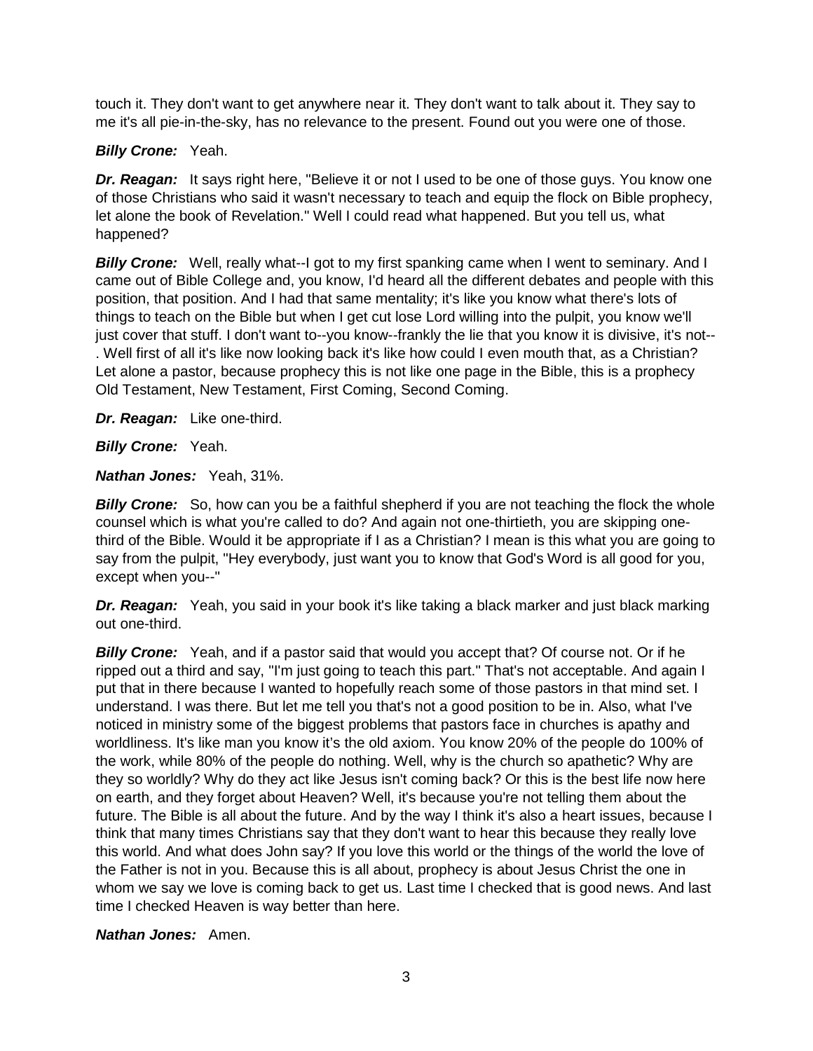touch it. They don't want to get anywhere near it. They don't want to talk about it. They say to me it's all pie-in-the-sky, has no relevance to the present. Found out you were one of those.

***Billy Crone:*** Yeah.

***Dr. Reagan:*** It says right here, "Believe it or not I used to be one of those guys. You know one of those Christians who said it wasn't necessary to teach and equip the flock on Bible prophecy, let alone the book of Revelation." Well I could read what happened. But you tell us, what happened?

***Billy Crone:*** Well, really what--I got to my first spanking came when I went to seminary. And I came out of Bible College and, you know, I'd heard all the different debates and people with this position, that position. And I had that same mentality; it's like you know what there's lots of things to teach on the Bible but when I get cut lose Lord willing into the pulpit, you know we'll just cover that stuff. I don't want to--you know--frankly the lie that you know it is divisive, it's not--. Well first of all it's like now looking back it's like how could I even mouth that, as a Christian? Let alone a pastor, because prophecy this is not like one page in the Bible, this is a prophecy Old Testament, New Testament, First Coming, Second Coming.

***Dr. Reagan:*** Like one-third.

***Billy Crone:*** Yeah.

***Nathan Jones:*** Yeah, 31%.

***Billy Crone:*** So, how can you be a faithful shepherd if you are not teaching the flock the whole counsel which is what you're called to do? And again not one-thirtieth, you are skipping one-third of the Bible. Would it be appropriate if I as a Christian? I mean is this what you are going to say from the pulpit, "Hey everybody, just want you to know that God's Word is all good for you, except when you--"

***Dr. Reagan:*** Yeah, you said in your book it's like taking a black marker and just black marking out one-third.

***Billy Crone:*** Yeah, and if a pastor said that would you accept that? Of course not. Or if he ripped out a third and say, "I'm just going to teach this part." That's not acceptable. And again I put that in there because I wanted to hopefully reach some of those pastors in that mind set. I understand. I was there. But let me tell you that's not a good position to be in. Also, what I've noticed in ministry some of the biggest problems that pastors face in churches is apathy and worldliness. It's like man you know it's the old axiom. You know 20% of the people do 100% of the work, while 80% of the people do nothing. Well, why is the church so apathetic? Why are they so worldly? Why do they act like Jesus isn't coming back? Or this is the best life now here on earth, and they forget about Heaven? Well, it's because you're not telling them about the future. The Bible is all about the future. And by the way I think it's also a heart issues, because I think that many times Christians say that they don't want to hear this because they really love this world. And what does John say? If you love this world or the things of the world the love of the Father is not in you. Because this is all about, prophecy is about Jesus Christ the one in whom we say we love is coming back to get us. Last time I checked that is good news. And last time I checked Heaven is way better than here.

***Nathan Jones:*** Amen.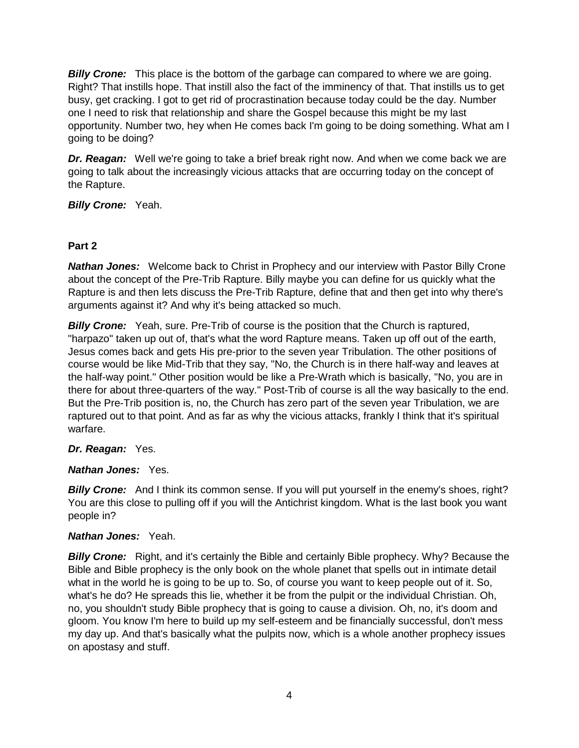***Billy Crone:*** This place is the bottom of the garbage can compared to where we are going. Right? That instills hope. That instill also the fact of the imminency of that. That instills us to get busy, get cracking. I got to get rid of procrastination because today could be the day. Number one I need to risk that relationship and share the Gospel because this might be my last opportunity. Number two, hey when He comes back I'm going to be doing something. What am I going to be doing?

***Dr. Reagan:*** Well we're going to take a brief break right now. And when we come back we are going to talk about the increasingly vicious attacks that are occurring today on the concept of the Rapture.

***Billy Crone:*** Yeah.

**Part 2**

***Nathan Jones:*** Welcome back to Christ in Prophecy and our interview with Pastor Billy Crone about the concept of the Pre-Trib Rapture. Billy maybe you can define for us quickly what the Rapture is and then lets discuss the Pre-Trib Rapture, define that and then get into why there's arguments against it? And why it's being attacked so much.

***Billy Crone:*** Yeah, sure. Pre-Trib of course is the position that the Church is raptured, "harpazo" taken up out of, that's what the word Rapture means. Taken up off out of the earth, Jesus comes back and gets His pre-prior to the seven year Tribulation. The other positions of course would be like Mid-Trib that they say, "No, the Church is in there half-way and leaves at the half-way point." Other position would be like a Pre-Wrath which is basically, "No, you are in there for about three-quarters of the way." Post-Trib of course is all the way basically to the end. But the Pre-Trib position is, no, the Church has zero part of the seven year Tribulation, we are raptured out to that point. And as far as why the vicious attacks, frankly I think that it's spiritual warfare.

***Dr. Reagan:*** Yes.

***Nathan Jones:*** Yes.

***Billy Crone:*** And I think its common sense. If you will put yourself in the enemy's shoes, right? You are this close to pulling off if you will the Antichrist kingdom. What is the last book you want people in?

***Nathan Jones:*** Yeah.

***Billy Crone:*** Right, and it's certainly the Bible and certainly Bible prophecy. Why? Because the Bible and Bible prophecy is the only book on the whole planet that spells out in intimate detail what in the world he is going to be up to. So, of course you want to keep people out of it. So, what's he do? He spreads this lie, whether it be from the pulpit or the individual Christian. Oh, no, you shouldn't study Bible prophecy that is going to cause a division. Oh, no, it's doom and gloom. You know I'm here to build up my self-esteem and be financially successful, don't mess my day up. And that's basically what the pulpits now, which is a whole another prophecy issues on apostasy and stuff.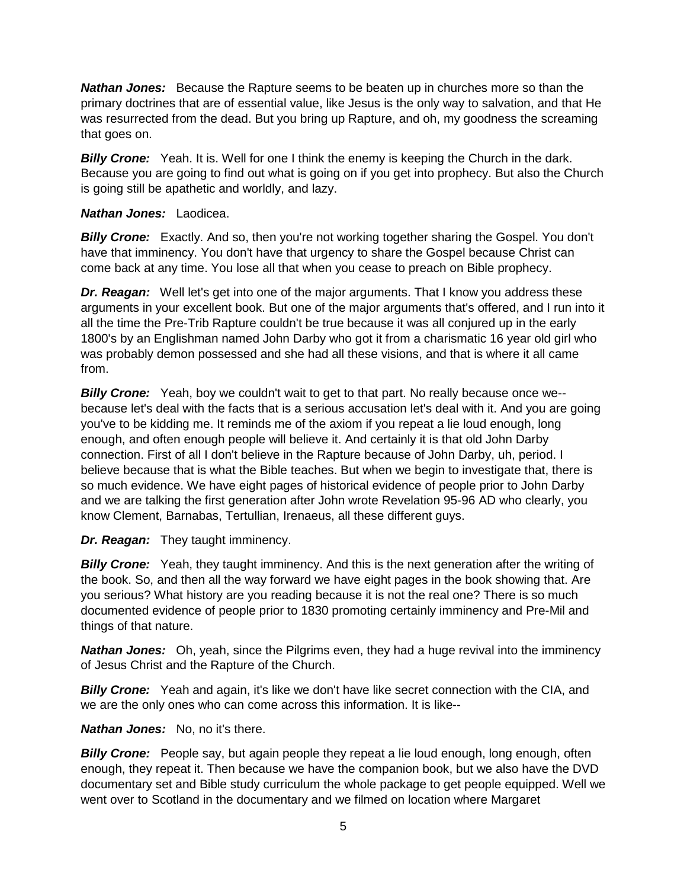***Nathan Jones:*** Because the Rapture seems to be beaten up in churches more so than the primary doctrines that are of essential value, like Jesus is the only way to salvation, and that He was resurrected from the dead. But you bring up Rapture, and oh, my goodness the screaming that goes on.

***Billy Crone:*** Yeah. It is. Well for one I think the enemy is keeping the Church in the dark. Because you are going to find out what is going on if you get into prophecy. But also the Church is going still be apathetic and worldly, and lazy.

***Nathan Jones:*** Laodicea.

***Billy Crone:*** Exactly. And so, then you're not working together sharing the Gospel. You don't have that imminency. You don't have that urgency to share the Gospel because Christ can come back at any time. You lose all that when you cease to preach on Bible prophecy.

***Dr. Reagan:*** Well let's get into one of the major arguments. That I know you address these arguments in your excellent book. But one of the major arguments that's offered, and I run into it all the time the Pre-Trib Rapture couldn't be true because it was all conjured up in the early 1800's by an Englishman named John Darby who got it from a charismatic 16 year old girl who was probably demon possessed and she had all these visions, and that is where it all came from.

***Billy Crone:*** Yeah, boy we couldn't wait to get to that part. No really because once we-- because let's deal with the facts that is a serious accusation let's deal with it. And you are going you've to be kidding me. It reminds me of the axiom if you repeat a lie loud enough, long enough, and often enough people will believe it. And certainly it is that old John Darby connection. First of all I don't believe in the Rapture because of John Darby, uh, period. I believe because that is what the Bible teaches. But when we begin to investigate that, there is so much evidence. We have eight pages of historical evidence of people prior to John Darby and we are talking the first generation after John wrote Revelation 95-96 AD who clearly, you know Clement, Barnabas, Tertullian, Irenaeus, all these different guys.

***Dr. Reagan:*** They taught imminency.

***Billy Crone:*** Yeah, they taught imminency. And this is the next generation after the writing of the book. So, and then all the way forward we have eight pages in the book showing that. Are you serious? What history are you reading because it is not the real one? There is so much documented evidence of people prior to 1830 promoting certainly imminency and Pre-Mil and things of that nature.

***Nathan Jones:*** Oh, yeah, since the Pilgrims even, they had a huge revival into the imminency of Jesus Christ and the Rapture of the Church.

***Billy Crone:*** Yeah and again, it's like we don't have like secret connection with the CIA, and we are the only ones who can come across this information. It is like--

***Nathan Jones:*** No, no it's there.

***Billy Crone:*** People say, but again people they repeat a lie loud enough, long enough, often enough, they repeat it. Then because we have the companion book, but we also have the DVD documentary set and Bible study curriculum the whole package to get people equipped. Well we went over to Scotland in the documentary and we filmed on location where Margaret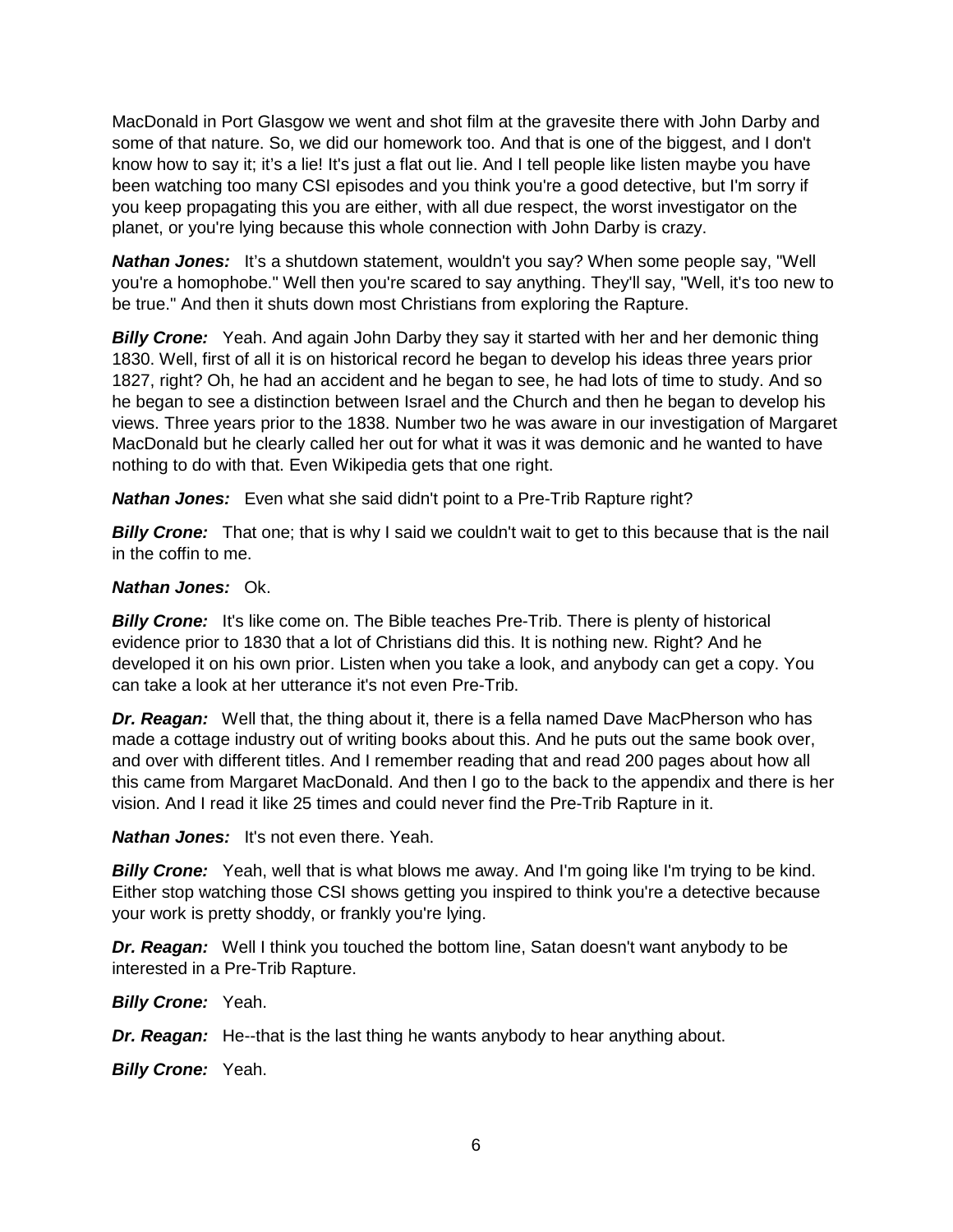MacDonald in Port Glasgow we went and shot film at the gravesite there with John Darby and some of that nature. So, we did our homework too. And that is one of the biggest, and I don't know how to say it; it's a lie! It's just a flat out lie. And I tell people like listen maybe you have been watching too many CSI episodes and you think you're a good detective, but I'm sorry if you keep propagating this you are either, with all due respect, the worst investigator on the planet, or you're lying because this whole connection with John Darby is crazy.

***Nathan Jones:*** It's a shutdown statement, wouldn't you say? When some people say, "Well you're a homophobe." Well then you're scared to say anything. They'll say, "Well, it's too new to be true." And then it shuts down most Christians from exploring the Rapture.

***Billy Crone:*** Yeah. And again John Darby they say it started with her and her demonic thing 1830. Well, first of all it is on historical record he began to develop his ideas three years prior 1827, right? Oh, he had an accident and he began to see, he had lots of time to study. And so he began to see a distinction between Israel and the Church and then he began to develop his views. Three years prior to the 1838. Number two he was aware in our investigation of Margaret MacDonald but he clearly called her out for what it was it was demonic and he wanted to have nothing to do with that. Even Wikipedia gets that one right.

***Nathan Jones:*** Even what she said didn't point to a Pre-Trib Rapture right?

***Billy Crone:*** That one; that is why I said we couldn't wait to get to this because that is the nail in the coffin to me.

***Nathan Jones:*** Ok.

***Billy Crone:*** It's like come on. The Bible teaches Pre-Trib. There is plenty of historical evidence prior to 1830 that a lot of Christians did this. It is nothing new. Right? And he developed it on his own prior. Listen when you take a look, and anybody can get a copy. You can take a look at her utterance it's not even Pre-Trib.

***Dr. Reagan:*** Well that, the thing about it, there is a fella named Dave MacPherson who has made a cottage industry out of writing books about this. And he puts out the same book over, and over with different titles. And I remember reading that and read 200 pages about how all this came from Margaret MacDonald. And then I go to the back to the appendix and there is her vision. And I read it like 25 times and could never find the Pre-Trib Rapture in it.

***Nathan Jones:*** It's not even there. Yeah.

***Billy Crone:*** Yeah, well that is what blows me away. And I'm going like I'm trying to be kind. Either stop watching those CSI shows getting you inspired to think you're a detective because your work is pretty shoddy, or frankly you're lying.

***Dr. Reagan:*** Well I think you touched the bottom line, Satan doesn't want anybody to be interested in a Pre-Trib Rapture.

***Billy Crone:*** Yeah.

***Dr. Reagan:*** He--that is the last thing he wants anybody to hear anything about.

***Billy Crone:*** Yeah.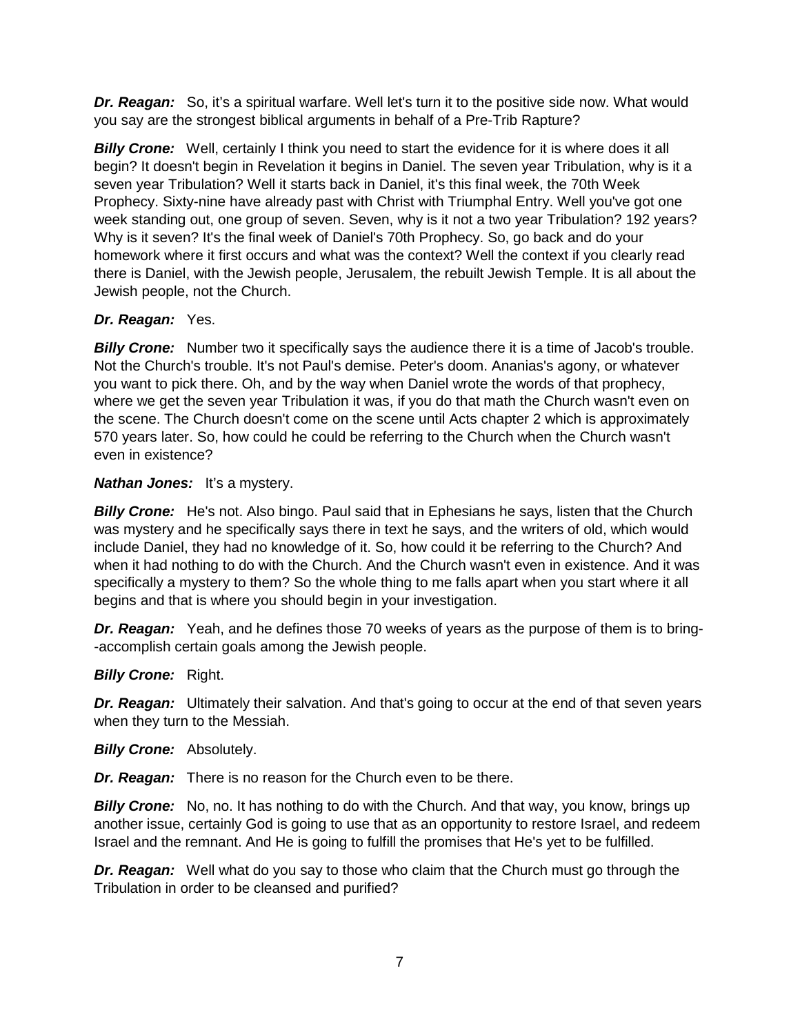***Dr. Reagan:*** So, it's a spiritual warfare. Well let's turn it to the positive side now. What would you say are the strongest biblical arguments in behalf of a Pre-Trib Rapture?

***Billy Crone:*** Well, certainly I think you need to start the evidence for it is where does it all begin? It doesn't begin in Revelation it begins in Daniel. The seven year Tribulation, why is it a seven year Tribulation? Well it starts back in Daniel, it's this final week, the 70th Week Prophecy. Sixty-nine have already past with Christ with Triumphal Entry. Well you've got one week standing out, one group of seven. Seven, why is it not a two year Tribulation? 192 years? Why is it seven? It's the final week of Daniel's 70th Prophecy. So, go back and do your homework where it first occurs and what was the context? Well the context if you clearly read there is Daniel, with the Jewish people, Jerusalem, the rebuilt Jewish Temple. It is all about the Jewish people, not the Church.

***Dr. Reagan:*** Yes.

***Billy Crone:*** Number two it specifically says the audience there it is a time of Jacob's trouble. Not the Church's trouble. It's not Paul's demise. Peter's doom. Ananias's agony, or whatever you want to pick there. Oh, and by the way when Daniel wrote the words of that prophecy, where we get the seven year Tribulation it was, if you do that math the Church wasn't even on the scene. The Church doesn't come on the scene until Acts chapter 2 which is approximately 570 years later. So, how could he could be referring to the Church when the Church wasn't even in existence?

***Nathan Jones:*** It's a mystery.

***Billy Crone:*** He's not. Also bingo. Paul said that in Ephesians he says, listen that the Church was mystery and he specifically says there in text he says, and the writers of old, which would include Daniel, they had no knowledge of it. So, how could it be referring to the Church? And when it had nothing to do with the Church. And the Church wasn't even in existence. And it was specifically a mystery to them? So the whole thing to me falls apart when you start where it all begins and that is where you should begin in your investigation.

***Dr. Reagan:*** Yeah, and he defines those 70 weeks of years as the purpose of them is to bring--accomplish certain goals among the Jewish people.

***Billy Crone:*** Right.

***Dr. Reagan:*** Ultimately their salvation. And that's going to occur at the end of that seven years when they turn to the Messiah.

***Billy Crone:*** Absolutely.

***Dr. Reagan:*** There is no reason for the Church even to be there.

***Billy Crone:*** No, no. It has nothing to do with the Church. And that way, you know, brings up another issue, certainly God is going to use that as an opportunity to restore Israel, and redeem Israel and the remnant. And He is going to fulfill the promises that He's yet to be fulfilled.

***Dr. Reagan:*** Well what do you say to those who claim that the Church must go through the Tribulation in order to be cleansed and purified?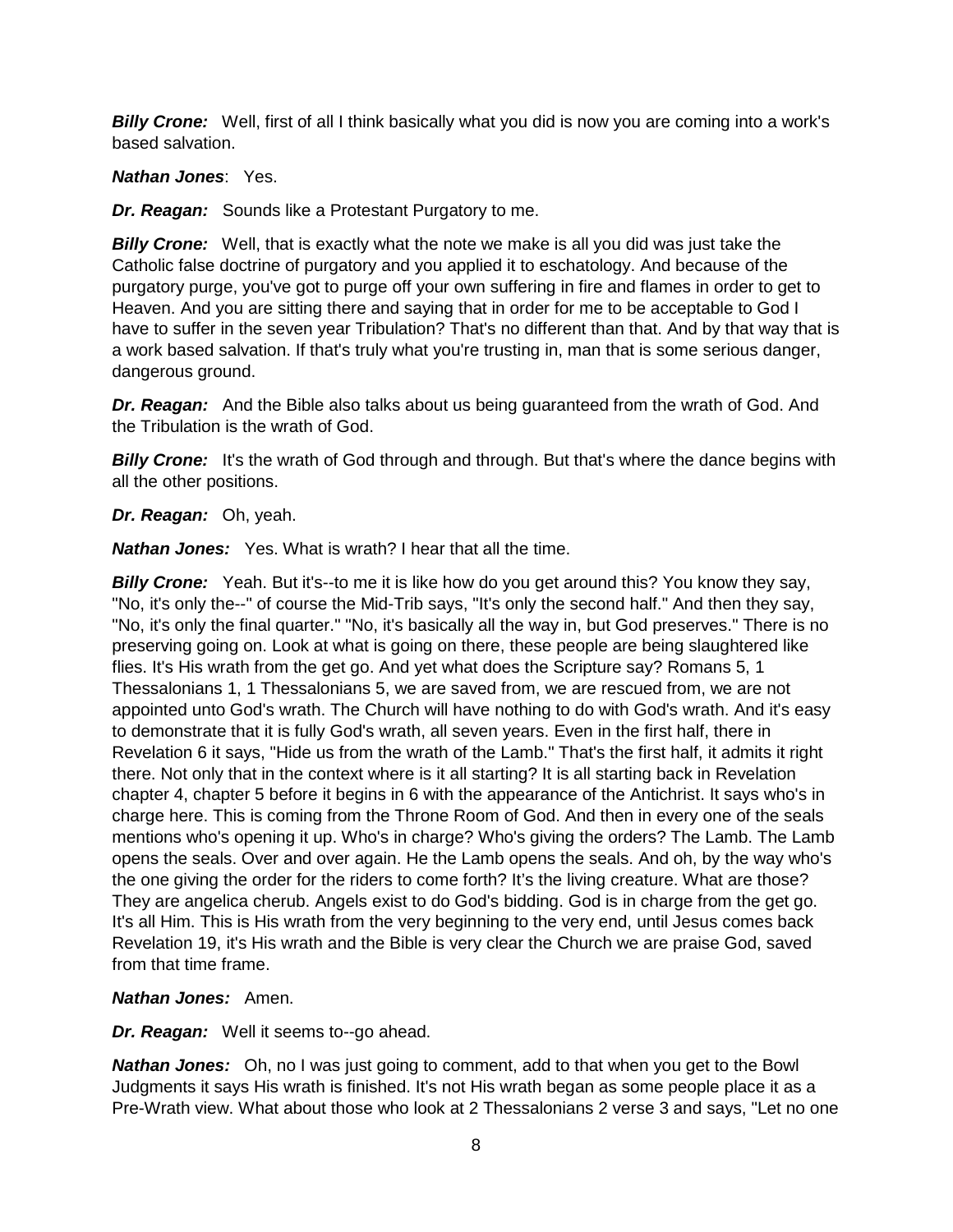***Billy Crone:*** Well, first of all I think basically what you did is now you are coming into a work's based salvation.

***Nathan Jones***: Yes.

***Dr. Reagan:*** Sounds like a Protestant Purgatory to me.

***Billy Crone:*** Well, that is exactly what the note we make is all you did was just take the Catholic false doctrine of purgatory and you applied it to eschatology. And because of the purgatory purge, you've got to purge off your own suffering in fire and flames in order to get to Heaven. And you are sitting there and saying that in order for me to be acceptable to God I have to suffer in the seven year Tribulation? That's no different than that. And by that way that is a work based salvation. If that's truly what you're trusting in, man that is some serious danger, dangerous ground.

***Dr. Reagan:*** And the Bible also talks about us being guaranteed from the wrath of God. And the Tribulation is the wrath of God.

***Billy Crone:*** It's the wrath of God through and through. But that's where the dance begins with all the other positions.

***Dr. Reagan:*** Oh, yeah.

***Nathan Jones:*** Yes. What is wrath? I hear that all the time.

***Billy Crone:*** Yeah. But it's--to me it is like how do you get around this? You know they say, "No, it's only the--" of course the Mid-Trib says, "It's only the second half." And then they say, "No, it's only the final quarter." "No, it's basically all the way in, but God preserves." There is no preserving going on. Look at what is going on there, these people are being slaughtered like flies. It's His wrath from the get go. And yet what does the Scripture say? Romans 5, 1 Thessalonians 1, 1 Thessalonians 5, we are saved from, we are rescued from, we are not appointed unto God's wrath. The Church will have nothing to do with God's wrath. And it's easy to demonstrate that it is fully God's wrath, all seven years. Even in the first half, there in Revelation 6 it says, "Hide us from the wrath of the Lamb." That's the first half, it admits it right there. Not only that in the context where is it all starting? It is all starting back in Revelation chapter 4, chapter 5 before it begins in 6 with the appearance of the Antichrist. It says who's in charge here. This is coming from the Throne Room of God. And then in every one of the seals mentions who's opening it up. Who's in charge? Who's giving the orders? The Lamb. The Lamb opens the seals. Over and over again. He the Lamb opens the seals. And oh, by the way who's the one giving the order for the riders to come forth? It's the living creature. What are those? They are angelica cherub. Angels exist to do God's bidding. God is in charge from the get go. It's all Him. This is His wrath from the very beginning to the very end, until Jesus comes back Revelation 19, it's His wrath and the Bible is very clear the Church we are praise God, saved from that time frame.

***Nathan Jones:*** Amen.

***Dr. Reagan:*** Well it seems to--go ahead.

***Nathan Jones:*** Oh, no I was just going to comment, add to that when you get to the Bowl Judgments it says His wrath is finished. It's not His wrath began as some people place it as a Pre-Wrath view. What about those who look at 2 Thessalonians 2 verse 3 and says, "Let no one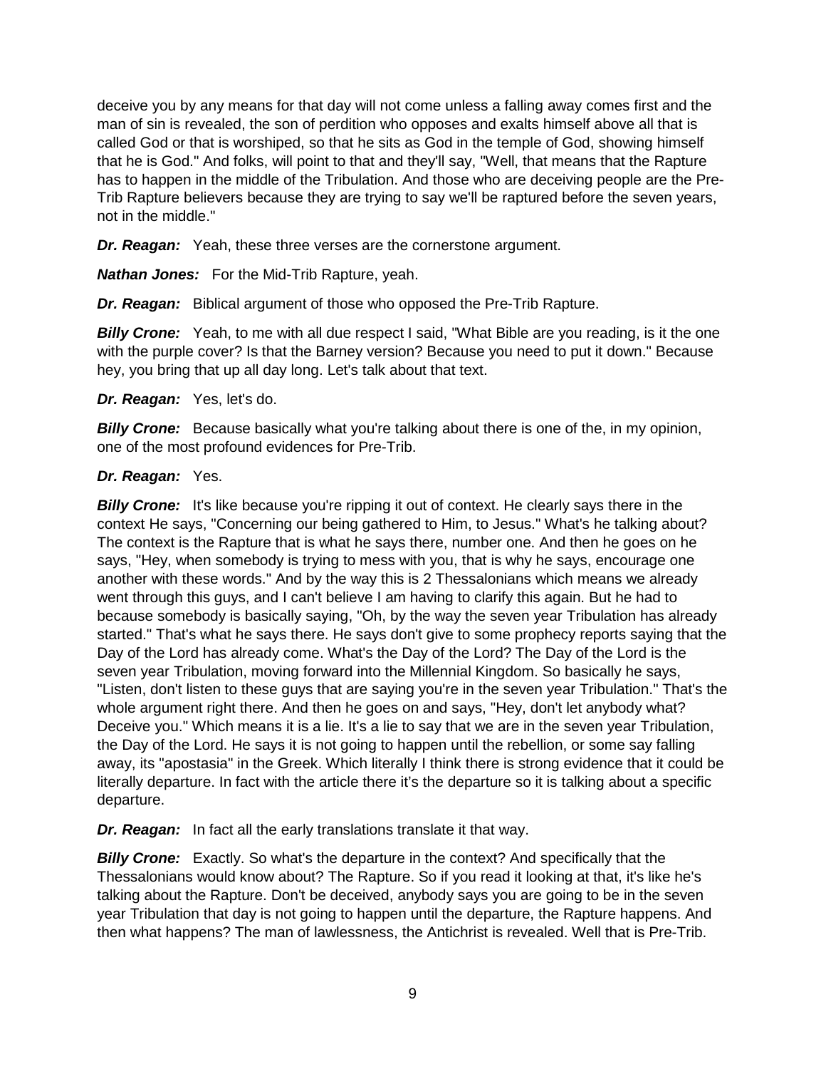deceive you by any means for that day will not come unless a falling away comes first and the man of sin is revealed, the son of perdition who opposes and exalts himself above all that is called God or that is worshiped, so that he sits as God in the temple of God, showing himself that he is God." And folks, will point to that and they'll say, "Well, that means that the Rapture has to happen in the middle of the Tribulation. And those who are deceiving people are the Pre-Trib Rapture believers because they are trying to say we'll be raptured before the seven years, not in the middle."

***Dr. Reagan:*** Yeah, these three verses are the cornerstone argument.

***Nathan Jones:*** For the Mid-Trib Rapture, yeah.

***Dr. Reagan:*** Biblical argument of those who opposed the Pre-Trib Rapture.

***Billy Crone:*** Yeah, to me with all due respect I said, "What Bible are you reading, is it the one with the purple cover? Is that the Barney version? Because you need to put it down." Because hey, you bring that up all day long. Let's talk about that text.

***Dr. Reagan:*** Yes, let's do.

***Billy Crone:*** Because basically what you're talking about there is one of the, in my opinion, one of the most profound evidences for Pre-Trib.

***Dr. Reagan:*** Yes.

***Billy Crone:*** It's like because you're ripping it out of context. He clearly says there in the context He says, "Concerning our being gathered to Him, to Jesus." What's he talking about? The context is the Rapture that is what he says there, number one. And then he goes on he says, "Hey, when somebody is trying to mess with you, that is why he says, encourage one another with these words." And by the way this is 2 Thessalonians which means we already went through this guys, and I can't believe I am having to clarify this again. But he had to because somebody is basically saying, "Oh, by the way the seven year Tribulation has already started." That's what he says there. He says don't give to some prophecy reports saying that the Day of the Lord has already come. What's the Day of the Lord? The Day of the Lord is the seven year Tribulation, moving forward into the Millennial Kingdom. So basically he says, "Listen, don't listen to these guys that are saying you're in the seven year Tribulation." That's the whole argument right there. And then he goes on and says, "Hey, don't let anybody what? Deceive you." Which means it is a lie. It's a lie to say that we are in the seven year Tribulation, the Day of the Lord. He says it is not going to happen until the rebellion, or some say falling away, its "apostasia" in the Greek. Which literally I think there is strong evidence that it could be literally departure. In fact with the article there it's the departure so it is talking about a specific departure.

***Dr. Reagan:*** In fact all the early translations translate it that way.

***Billy Crone:*** Exactly. So what's the departure in the context? And specifically that the Thessalonians would know about? The Rapture. So if you read it looking at that, it's like he's talking about the Rapture. Don't be deceived, anybody says you are going to be in the seven year Tribulation that day is not going to happen until the departure, the Rapture happens. And then what happens? The man of lawlessness, the Antichrist is revealed. Well that is Pre-Trib.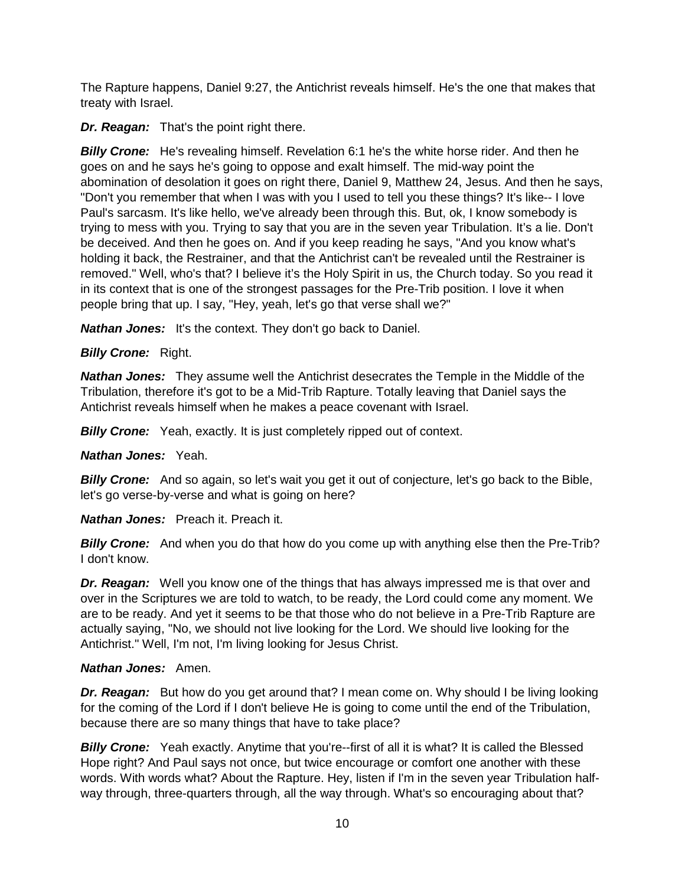The Rapture happens, Daniel 9:27, the Antichrist reveals himself. He's the one that makes that treaty with Israel.

***Dr. Reagan:*** That's the point right there.

***Billy Crone:*** He's revealing himself. Revelation 6:1 he's the white horse rider. And then he goes on and he says he's going to oppose and exalt himself. The mid-way point the abomination of desolation it goes on right there, Daniel 9, Matthew 24, Jesus. And then he says, "Don't you remember that when I was with you I used to tell you these things? It's like-- I love Paul's sarcasm. It's like hello, we've already been through this. But, ok, I know somebody is trying to mess with you. Trying to say that you are in the seven year Tribulation. It's a lie. Don't be deceived. And then he goes on. And if you keep reading he says, "And you know what's holding it back, the Restrainer, and that the Antichrist can't be revealed until the Restrainer is removed." Well, who's that? I believe it's the Holy Spirit in us, the Church today. So you read it in its context that is one of the strongest passages for the Pre-Trib position. I love it when people bring that up. I say, "Hey, yeah, let's go that verse shall we?"

***Nathan Jones:*** It's the context. They don't go back to Daniel.

***Billy Crone:*** Right.

***Nathan Jones:*** They assume well the Antichrist desecrates the Temple in the Middle of the Tribulation, therefore it's got to be a Mid-Trib Rapture. Totally leaving that Daniel says the Antichrist reveals himself when he makes a peace covenant with Israel.

***Billy Crone:*** Yeah, exactly. It is just completely ripped out of context.

***Nathan Jones:*** Yeah.

***Billy Crone:*** And so again, so let's wait you get it out of conjecture, let's go back to the Bible, let's go verse-by-verse and what is going on here?

***Nathan Jones:*** Preach it. Preach it.

***Billy Crone:*** And when you do that how do you come up with anything else then the Pre-Trib? I don't know.

***Dr. Reagan:*** Well you know one of the things that has always impressed me is that over and over in the Scriptures we are told to watch, to be ready, the Lord could come any moment. We are to be ready. And yet it seems to be that those who do not believe in a Pre-Trib Rapture are actually saying, "No, we should not live looking for the Lord. We should live looking for the Antichrist." Well, I'm not, I'm living looking for Jesus Christ.

***Nathan Jones:*** Amen.

***Dr. Reagan:*** But how do you get around that? I mean come on. Why should I be living looking for the coming of the Lord if I don't believe He is going to come until the end of the Tribulation, because there are so many things that have to take place?

***Billy Crone:*** Yeah exactly. Anytime that you're--first of all it is what? It is called the Blessed Hope right? And Paul says not once, but twice encourage or comfort one another with these words. With words what? About the Rapture. Hey, listen if I'm in the seven year Tribulation half-way through, three-quarters through, all the way through. What's so encouraging about that?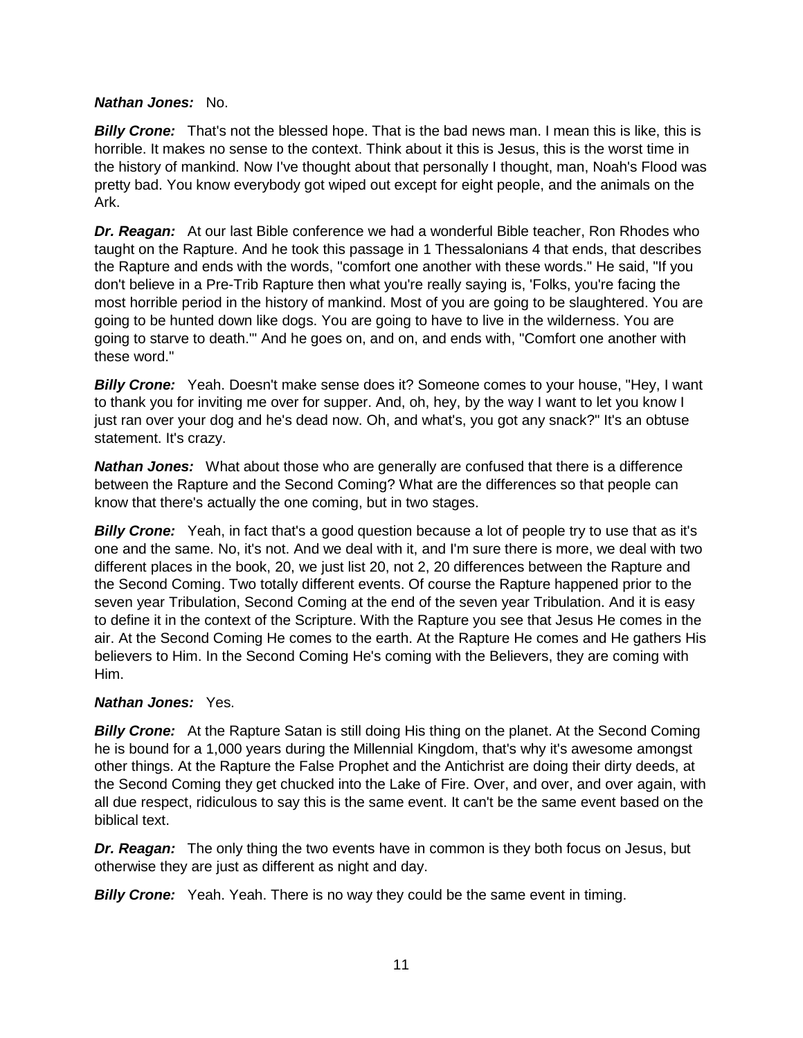***Nathan Jones:*** No.

***Billy Crone:*** That's not the blessed hope. That is the bad news man. I mean this is like, this is horrible. It makes no sense to the context. Think about it this is Jesus, this is the worst time in the history of mankind. Now I've thought about that personally I thought, man, Noah's Flood was pretty bad. You know everybody got wiped out except for eight people, and the animals on the Ark.

***Dr. Reagan:*** At our last Bible conference we had a wonderful Bible teacher, Ron Rhodes who taught on the Rapture. And he took this passage in 1 Thessalonians 4 that ends, that describes the Rapture and ends with the words, "comfort one another with these words." He said, "If you don't believe in a Pre-Trib Rapture then what you're really saying is, 'Folks, you're facing the most horrible period in the history of mankind. Most of you are going to be slaughtered. You are going to be hunted down like dogs. You are going to have to live in the wilderness. You are going to starve to death.'" And he goes on, and on, and ends with, "Comfort one another with these word."

***Billy Crone:*** Yeah. Doesn't make sense does it? Someone comes to your house, "Hey, I want to thank you for inviting me over for supper. And, oh, hey, by the way I want to let you know I just ran over your dog and he's dead now. Oh, and what's, you got any snack?" It's an obtuse statement. It's crazy.

***Nathan Jones:*** What about those who are generally are confused that there is a difference between the Rapture and the Second Coming? What are the differences so that people can know that there's actually the one coming, but in two stages.

***Billy Crone:*** Yeah, in fact that's a good question because a lot of people try to use that as it's one and the same. No, it's not. And we deal with it, and I'm sure there is more, we deal with two different places in the book, 20, we just list 20, not 2, 20 differences between the Rapture and the Second Coming. Two totally different events. Of course the Rapture happened prior to the seven year Tribulation, Second Coming at the end of the seven year Tribulation. And it is easy to define it in the context of the Scripture. With the Rapture you see that Jesus He comes in the air. At the Second Coming He comes to the earth. At the Rapture He comes and He gathers His believers to Him. In the Second Coming He's coming with the Believers, they are coming with Him.

***Nathan Jones:*** Yes.

***Billy Crone:*** At the Rapture Satan is still doing His thing on the planet. At the Second Coming he is bound for a 1,000 years during the Millennial Kingdom, that's why it's awesome amongst other things. At the Rapture the False Prophet and the Antichrist are doing their dirty deeds, at the Second Coming they get chucked into the Lake of Fire. Over, and over, and over again, with all due respect, ridiculous to say this is the same event. It can't be the same event based on the biblical text.

***Dr. Reagan:*** The only thing the two events have in common is they both focus on Jesus, but otherwise they are just as different as night and day.

***Billy Crone:*** Yeah. Yeah. There is no way they could be the same event in timing.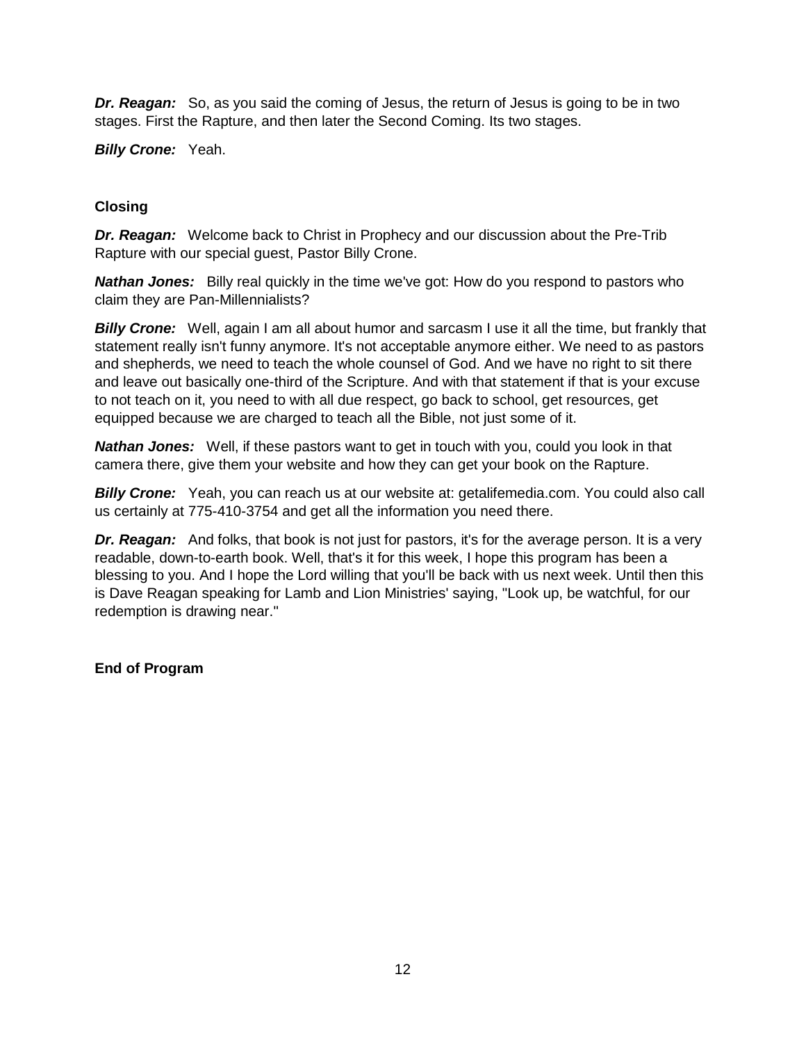***Dr. Reagan:*** So, as you said the coming of Jesus, the return of Jesus is going to be in two stages. First the Rapture, and then later the Second Coming. Its two stages.

***Billy Crone:*** Yeah.

**Closing**

***Dr. Reagan:*** Welcome back to Christ in Prophecy and our discussion about the Pre-Trib Rapture with our special guest, Pastor Billy Crone.

***Nathan Jones:*** Billy real quickly in the time we've got: How do you respond to pastors who claim they are Pan-Millennialists?

***Billy Crone:*** Well, again I am all about humor and sarcasm I use it all the time, but frankly that statement really isn't funny anymore. It's not acceptable anymore either. We need to as pastors and shepherds, we need to teach the whole counsel of God. And we have no right to sit there and leave out basically one-third of the Scripture. And with that statement if that is your excuse to not teach on it, you need to with all due respect, go back to school, get resources, get equipped because we are charged to teach all the Bible, not just some of it.

***Nathan Jones:*** Well, if these pastors want to get in touch with you, could you look in that camera there, give them your website and how they can get your book on the Rapture.

***Billy Crone:*** Yeah, you can reach us at our website at: getalifemedia.com. You could also call us certainly at 775-410-3754 and get all the information you need there.

***Dr. Reagan:*** And folks, that book is not just for pastors, it's for the average person. It is a very readable, down-to-earth book. Well, that's it for this week, I hope this program has been a blessing to you. And I hope the Lord willing that you'll be back with us next week. Until then this is Dave Reagan speaking for Lamb and Lion Ministries' saying, "Look up, be watchful, for our redemption is drawing near."

**End of Program**